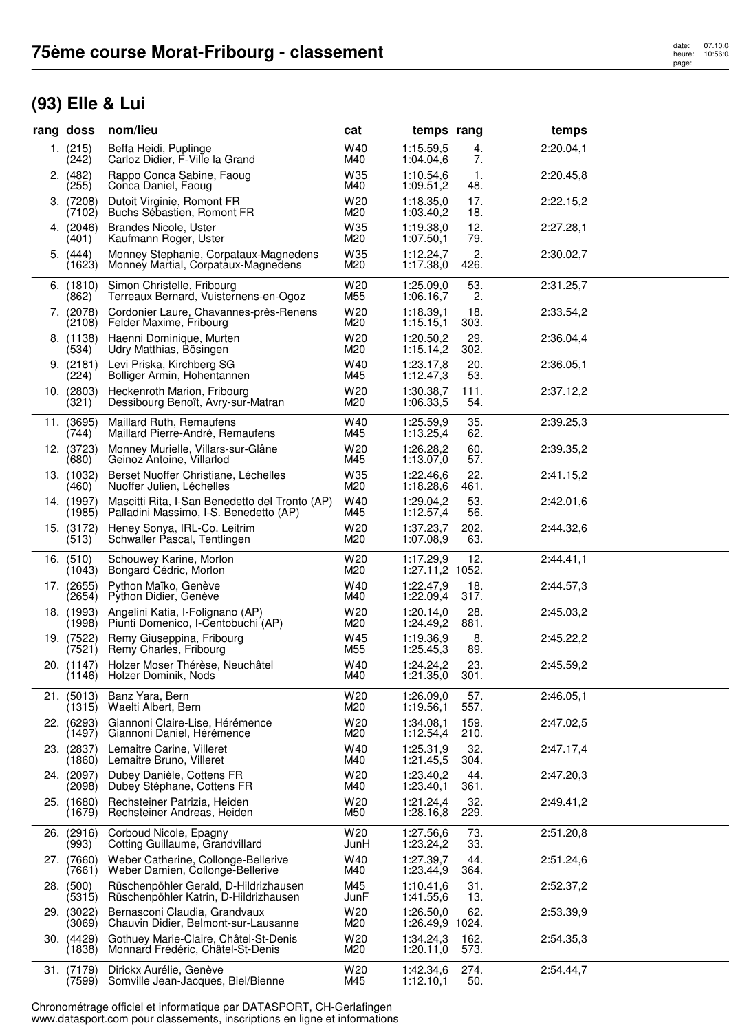# 75ème course Morat-Fribourg - classement

## (93) Elle & Lui

| rang | doss | nom/lieu | cat | temps | rang | temps |
|---|---|---|---|---|---|---|
| 1. | (215) | Beffa Heidi, Puplinge | W40 | 1:15.59,5 | 4. | 2:20.04,1 |
| | (242) | Carloz Didier, F-Ville la Grand | M40 | 1:04.04,6 | 7. | |
| 2. | (482) | Rappo Conca Sabine, Faoug | W35 | 1:10.54,6 | 1. | 2:20.45,8 |
| | (255) | Conca Daniel, Faoug | M40 | 1:09.51,2 | 48. | |
| 3. | (7208) | Dutoit Virginie, Romont FR | W20 | 1:18.35,0 | 17. | 2:22.15,2 |
| | (7102) | Buchs Sébastien, Romont FR | M20 | 1:03.40,2 | 18. | |
| 4. | (2046) | Brandes Nicole, Uster | W35 | 1:19.38,0 | 12. | 2:27.28,1 |
| | (401) | Kaufmann Roger, Uster | M20 | 1:07.50,1 | 79. | |
| 5. | (444) | Monney Stephanie, Corpataux-Magnedens | W35 | 1:12.24,7 | 2. | 2:30.02,7 |
| | (1623) | Monney Martial, Corpataux-Magnedens | M20 | 1:17.38,0 | 426. | |
| 6. | (1810) | Simon Christelle, Fribourg | W20 | 1:25.09,0 | 53. | 2:31.25,7 |
| | (862) | Terreaux Bernard, Vuisternens-en-Ogoz | M55 | 1:06.16,7 | 2. | |
| 7. | (2078) | Cordonier Laure, Chavannes-près-Renens | W20 | 1:18.39,1 | 18. | 2:33.54,2 |
| | (2108) | Felder Maxime, Fribourg | M20 | 1:15.15,1 | 303. | |
| 8. | (1138) | Haenni Dominique, Murten | W20 | 1:20.50,2 | 29. | 2:36.04,4 |
| | (534) | Udry Matthias, Bösingen | M20 | 1:15.14,2 | 302. | |
| 9. | (2181) | Levi Priska, Kirchberg SG | W40 | 1:23.17,8 | 20. | 2:36.05,1 |
| | (224) | Bolliger Armin, Hohentannen | M45 | 1:12.47,3 | 53. | |
| 10. | (2803) | Heckenroth Marion, Fribourg | W20 | 1:30.38,7 | 111. | 2:37.12,2 |
| | (321) | Dessibourg Benoît, Avry-sur-Matran | M20 | 1:06.33,5 | 54. | |
| 11. | (3695) | Maillard Ruth, Remaufens | W40 | 1:25.59,9 | 35. | 2:39.25,3 |
| | (744) | Maillard Pierre-André, Remaufens | M45 | 1:13.25,4 | 62. | |
| 12. | (3723) | Monney Murielle, Villars-sur-Glâne | W20 | 1:26.28,2 | 60. | 2:39.35,2 |
| | (680) | Geinoz Antoine, Villarlod | M45 | 1:13.07,0 | 57. | |
| 13. | (1032) | Berset Nuoffer Christiane, Léchelles | W35 | 1:22.46,6 | 22. | 2:41.15,2 |
| | (460) | Nuoffer Julien, Léchelles | M20 | 1:18.28,6 | 461. | |
| 14. | (1997) | Mascitti Rita, I-San Benedetto del Tronto (AP) | W40 | 1:29.04,2 | 53. | 2:42.01,6 |
| | (1985) | Palladini Massimo, I-S. Benedetto (AP) | M45 | 1:12.57,4 | 56. | |
| 15. | (3172) | Heney Sonya, IRL-Co. Leitrim | W20 | 1:37.23,7 | 202. | 2:44.32,6 |
| | (513) | Schwaller Pascal, Tentlingen | M20 | 1:07.08,9 | 63. | |
| 16. | (510) | Schouwey Karine, Morlon | W20 | 1:17.29,9 | 12. | 2:44.41,1 |
| | (1043) | Bongard Cédric, Morlon | M20 | 1:27.11,2 | 1052. | |
| 17. | (2655) | Python Maïko, Genève | W40 | 1:22.47,9 | 18. | 2:44.57,3 |
| | (2654) | Python Didier, Genève | M40 | 1:22.09,4 | 317. | |
| 18. | (1993) | Angelini Katia, I-Folignano (AP) | W20 | 1:20.14,0 | 28. | 2:45.03,2 |
| | (1998) | Piunti Domenico, I-Centobuchi (AP) | M20 | 1:24.49,2 | 881. | |
| 19. | (7522) | Remy Giuseppina, Fribourg | W45 | 1:19.36,9 | 8. | 2:45.22,2 |
| | (7521) | Remy Charles, Fribourg | M55 | 1:25.45,3 | 89. | |
| 20. | (1147) | Holzer Moser Thérèse, Neuchâtel | W40 | 1:24.24,2 | 23. | 2:45.59,2 |
| | (1146) | Holzer Dominik, Nods | M40 | 1:21.35,0 | 301. | |
| 21. | (5013) | Banz Yara, Bern | W20 | 1:26.09,0 | 57. | 2:46.05,1 |
| | (1315) | Waelti Albert, Bern | M20 | 1:19.56,1 | 557. | |
| 22. | (6293) | Giannoni Claire-Lise, Hérémence | W20 | 1:34.08,1 | 159. | 2:47.02,5 |
| | (1497) | Giannoni Daniel, Hérémence | M20 | 1:12.54,4 | 210. | |
| 23. | (2837) | Lemaitre Carine, Villeret | W40 | 1:25.31,9 | 32. | 2:47.17,4 |
| | (1860) | Lemaitre Bruno, Villeret | M40 | 1:21.45,5 | 304. | |
| 24. | (2097) | Dubey Danièle, Cottens FR | W20 | 1:23.40,2 | 44. | 2:47.20,3 |
| | (2098) | Dubey Stéphane, Cottens FR | M40 | 1:23.40,1 | 361. | |
| 25. | (1680) | Rechsteiner Patrizia, Heiden | W20 | 1:21.24,4 | 32. | 2:49.41,2 |
| | (1679) | Rechsteiner Andreas, Heiden | M50 | 1:28.16,8 | 229. | |
| 26. | (2916) | Corboud Nicole, Epagny | W20 | 1:27.56,6 | 73. | 2:51.20,8 |
| | (993) | Cotting Guillaume, Grandvillard | JunH | 1:23.24,2 | 33. | |
| 27. | (7660) | Weber Catherine, Collonge-Bellerive | W40 | 1:27.39,7 | 44. | 2:51.24,6 |
| | (7661) | Weber Damien, Collonge-Bellerive | M40 | 1:23.44,9 | 364. | |
| 28. | (500) | Rüschenpöhler Gerald, D-Hildrizhausen | M45 | 1:10.41,6 | 31. | 2:52.37,2 |
| | (5315) | Rüschenpöhler Katrin, D-Hildrizhausen | JunF | 1:41.55,6 | 13. | |
| 29. | (3022) | Bernasconi Claudia, Grandvaux | W20 | 1:26.50,0 | 62. | 2:53.39,9 |
| | (3069) | Chauvin Didier, Belmont-sur-Lausanne | M20 | 1:26.49,9 | 1024. | |
| 30. | (4429) | Gothuey Marie-Claire, Châtel-St-Denis | W20 | 1:34.24,3 | 162. | 2:54.35,3 |
| | (1838) | Monnard Frédéric, Châtel-St-Denis | M20 | 1:20.11,0 | 573. | |
| 31. | (7179) | Dirickx Aurélie, Genève | W20 | 1:42.34,6 | 274. | 2:54.44,7 |
| | (7599) | Somville Jean-Jacques, Biel/Bienne | M45 | 1:12.10,1 | 50. | |

Chronométrage officiel et informatique par DATASPORT, CH-Gerlafingen
www.datasport.com pour classements, inscriptions en ligne et informations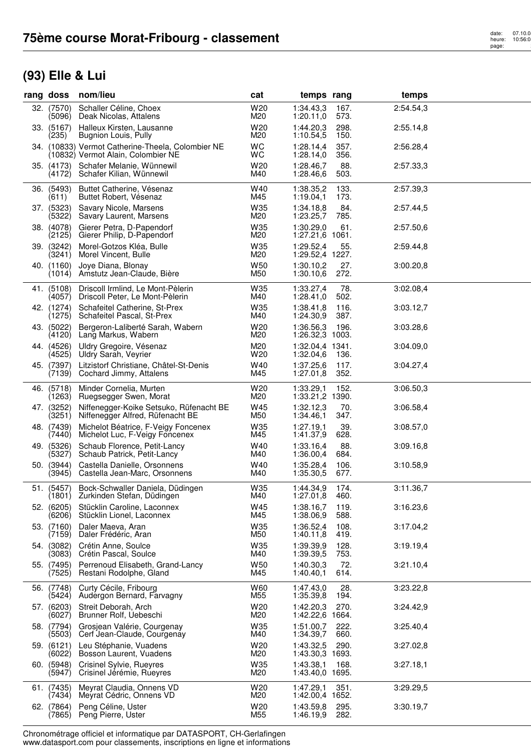# 75ème course Morat-Fribourg - classement

## (93) Elle & Lui

| rang | doss | nom/lieu | cat | temps | rang | temps |
|---|---|---|---|---|---|---|
| 32. | (7570) | Schaller Céline, Choex | W20 | 1:34.43,3 | 167. | 2:54.54,3 |
| | (5096) | Deak Nicolas, Attalens | M20 | 1:20.11,0 | 573. | |
| 33. | (5167) | Halleux Kirsten, Lausanne | W20 | 1:44.20,3 | 298. | 2:55.14,8 |
| | (235) | Bugnion Louis, Pully | M20 | 1:10.54,5 | 150. | |
| 34. | (10833) | Vermot Catherine-Theela, Colombier NE | WC | 1:28.14,4 | 357. | 2:56.28,4 |
| | (10832) | Vermot Alain, Colombier NE | WC | 1:28.14,0 | 356. | |
| 35. | (4173) | Schafer Melanie, Wünnewil | W20 | 1:28.46,7 | 88. | 2:57.33,3 |
| | (4172) | Schafer Kilian, Wünnewil | M40 | 1:28.46,6 | 503. | |
| 36. | (5493) | Buttet Catherine, Vésenaz | W40 | 1:38.35,2 | 133. | 2:57.39,3 |
| | (611) | Buttet Robert, Vésenaz | M45 | 1:19.04,1 | 173. | |
| 37. | (5323) | Savary Nicole, Marsens | W35 | 1:34.18,8 | 84. | 2:57.44,5 |
| | (5322) | Savary Laurent, Marsens | M20 | 1:23.25,7 | 785. | |
| 38. | (4078) | Gierer Petra, D-Papendorf | W35 | 1:30.29,0 | 61. | 2:57.50,6 |
| | (2125) | Gierer Philip, D-Papendorf | M20 | 1:27.21,6 | 1061. | |
| 39. | (3242) | Morel-Gotzos Kléa, Bulle | W35 | 1:29.52,4 | 55. | 2:59.44,8 |
| | (3241) | Morel Vincent, Bulle | M20 | 1:29.52,4 | 1227. | |
| 40. | (1160) | Joye Diana, Blonay | W50 | 1:30.10,2 | 27. | 3:00.20,8 |
| | (1014) | Amstutz Jean-Claude, Bière | M50 | 1:30.10,6 | 272. | |
| 41. | (5108) | Driscoll Irmlind, Le Mont-Pèlerin | W35 | 1:33.27,4 | 78. | 3:02.08,4 |
| | (4057) | Driscoll Peter, Le Mont-Pèlerin | M40 | 1:28.41,0 | 502. | |
| 42. | (1274) | Schafeitel Catherine, St-Prex | W35 | 1:38.41,8 | 116. | 3:03.12,7 |
| | (1275) | Schafeitel Pascal, St-Prex | M40 | 1:24.30,9 | 387. | |
| 43. | (5022) | Bergeron-Laliberté Sarah, Wabern | W20 | 1:36.56,3 | 196. | 3:03.28,6 |
| | (4120) | Lang Markus, Wabern | M20 | 1:26.32,3 | 1003. | |
| 44. | (4526) | Uldry Gregoire, Vésenaz | M20 | 1:32.04,4 | 1341. | 3:04.09,0 |
| | (4525) | Uldry Sarah, Veyrier | W20 | 1:32.04,6 | 136. | |
| 45. | (7397) | Litzistorf Christiane, Châtel-St-Denis | W40 | 1:37.25,6 | 117. | 3:04.27,4 |
| | (7139) | Cochard Jimmy, Attalens | M45 | 1:27.01,8 | 352. | |
| 46. | (5718) | Minder Cornelia, Murten | W20 | 1:33.29,1 | 152. | 3:06.50,3 |
| | (1263) | Ruegsegger Swen, Morat | M20 | 1:33.21,2 | 1390. | |
| 47. | (3252) | Niffenegger-Koike Setsuko, Rüfenacht BE | W45 | 1:32.12,3 | 70. | 3:06.58,4 |
| | (3251) | Niffenegger Alfred, Rüfenacht BE | M50 | 1:34.46,1 | 347. | |
| 48. | (7439) | Michelot Béatrice, F-Veigy Foncenex | W35 | 1:27.19,1 | 39. | 3:08.57,0 |
| | (7440) | Michelot Luc, F-Veigy Foncenex | M45 | 1:41.37,9 | 628. | |
| 49. | (5326) | Schaub Florence, Petit-Lancy | W40 | 1:33.16,4 | 88. | 3:09.16,8 |
| | (5327) | Schaub Patrick, Petit-Lancy | M40 | 1:36.00,4 | 684. | |
| 50. | (3944) | Castella Danielle, Orsonnens | W40 | 1:35.28,4 | 106. | 3:10.58,9 |
| | (3945) | Castella Jean-Marc, Orsonnens | M40 | 1:35.30,5 | 677. | |
| 51. | (5457) | Bock-Schwaller Daniela, Düdingen | W35 | 1:44.34,9 | 174. | 3:11.36,7 |
| | (1801) | Zurkinden Stefan, Düdingen | M40 | 1:27.01,8 | 460. | |
| 52. | (6205) | Stücklin Caroline, Laconnex | W45 | 1:38.16,7 | 119. | 3:16.23,6 |
| | (6206) | Stücklin Lionel, Laconnex | M45 | 1:38.06,9 | 588. | |
| 53. | (7160) | Daler Maeva, Aran | W35 | 1:36.52,4 | 108. | 3:17.04,2 |
| | (7159) | Daler Frédéric, Aran | M50 | 1:40.11,8 | 419. | |
| 54. | (3082) | Crétin Anne, Soulce | W35 | 1:39.39,9 | 128. | 3:19.19,4 |
| | (3083) | Crétin Pascal, Soulce | M40 | 1:39.39,5 | 753. | |
| 55. | (7495) | Perrenoud Elisabeth, Grand-Lancy | W50 | 1:40.30,3 | 72. | 3:21.10,4 |
| | (7525) | Restani Rodolphe, Gland | M45 | 1:40.40,1 | 614. | |
| 56. | (7748) | Curty Cécile, Fribourg | W60 | 1:47.43,0 | 28. | 3:23.22,8 |
| | (5424) | Audergon Bernard, Farvagny | M55 | 1:35.39,8 | 194. | |
| 57. | (6203) | Streit Deborah, Arch | W20 | 1:42.20,3 | 270. | 3:24.42,9 |
| | (6027) | Brunner Rolf, Uebeschi | M20 | 1:42.22,6 | 1664. | |
| 58. | (7794) | Grosjean Valérie, Courgenay | W35 | 1:51.00,7 | 222. | 3:25.40,4 |
| | (5503) | Cerf Jean-Claude, Courgenay | M40 | 1:34.39,7 | 660. | |
| 59. | (6121) | Leu Stéphanie, Vuadens | W20 | 1:43.32,5 | 290. | 3:27.02,8 |
| | (6022) | Bosson Laurent, Vuadens | M20 | 1:43.30,3 | 1693. | |
| 60. | (5948) | Crisinel Sylvie, Rueyres | W35 | 1:43.38,1 | 168. | 3:27.18,1 |
| | (5947) | Crisinel Jérémie, Rueyres | M20 | 1:43.40,0 | 1695. | |
| 61. | (7435) | Meyrat Claudia, Onnens VD | W20 | 1:47.29,1 | 351. | 3:29.29,5 |
| | (7434) | Meyrat Cédric, Onnens VD | M20 | 1:42.00,4 | 1652. | |
| 62. | (7864) | Peng Céline, Uster | W20 | 1:43.59,8 | 295. | 3:30.19,7 |
| | (7865) | Peng Pierre, Uster | M55 | 1:46.19,9 | 282. | |

Chronométrage officiel et informatique par DATASPORT, CH-Gerlafingen
www.datasport.com pour classements, inscriptions en ligne et informations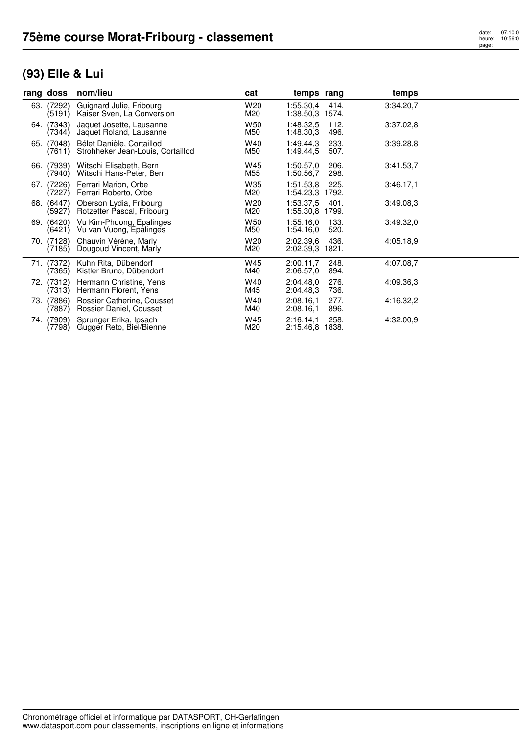## (93) Elle & Lui

| rang | doss | nom/lieu | cat | temps | rang | temps |
|---|---|---|---|---|---|---|
| 63. | (7292) | Guignard Julie, Fribourg | W20 | 1:55.30,4 | 414. | 3:34.20,7 |
| | (5191) | Kaiser Sven, La Conversion | M20 | 1:38.50,3 | 1574. | |
| 64. | (7343) | Jaquet Josette, Lausanne | W50 | 1:48.32,5 | 112. | 3:37.02,8 |
| | (7344) | Jaquet Roland, Lausanne | M50 | 1:48.30,3 | 496. | |
| 65. | (7048) | Bélet Danièle, Cortaillod | W40 | 1:49.44,3 | 233. | 3:39.28,8 |
| | (7611) | Strohheker Jean-Louis, Cortaillod | M50 | 1:49.44,5 | 507. | |
| 66. | (7939) | Witschi Elisabeth, Bern | W45 | 1:50.57,0 | 206. | 3:41.53,7 |
| | (7940) | Witschi Hans-Peter, Bern | M55 | 1:50.56,7 | 298. | |
| 67. | (7226) | Ferrari Marion, Orbe | W35 | 1:51.53,8 | 225. | 3:46.17,1 |
| | (7227) | Ferrari Roberto, Orbe | M20 | 1:54.23,3 | 1792. | |
| 68. | (6447) | Oberson Lydia, Fribourg | W20 | 1:53.37,5 | 401. | 3:49.08,3 |
| | (5927) | Rotzetter Pascal, Fribourg | M20 | 1:55.30,8 | 1799. | |
| 69. | (6420) | Vu Kim-Phuong, Epalinges | W50 | 1:55.16,0 | 133. | 3:49.32,0 |
| | (6421) | Vu van Vuong, Epalinges | M50 | 1:54.16,0 | 520. | |
| 70. | (7128) | Chauvin Vérène, Marly | W20 | 2:02.39,6 | 436. | 4:05.18,9 |
| | (7185) | Dougoud Vincent, Marly | M20 | 2:02.39,3 | 1821. | |
| 71. | (7372) | Kuhn Rita, Dübendorf | W45 | 2:00.11,7 | 248. | 4:07.08,7 |
| | (7365) | Kistler Bruno, Dübendorf | M40 | 2:06.57,0 | 894. | |
| 72. | (7312) | Hermann Christine, Yens | W40 | 2:04.48,0 | 276. | 4:09.36,3 |
| | (7313) | Hermann Florent, Yens | M45 | 2:04.48,3 | 736. | |
| 73. | (7886) | Rossier Catherine, Cousset | W40 | 2:08.16,1 | 277. | 4:16.32,2 |
| | (7887) | Rossier Daniel, Cousset | M40 | 2:08.16,1 | 896. | |
| 74. | (7909) | Sprunger Erika, Ipsach | W45 | 2:16.14,1 | 258. | 4:32.00,9 |
| | (7798) | Gugger Reto, Biel/Bienne | M20 | 2:15.46,8 | 1838. | |

Chronométrage officiel et informatique par DATASPORT, CH-Gerlafingen
www.datasport.com pour classements, inscriptions en ligne et informations